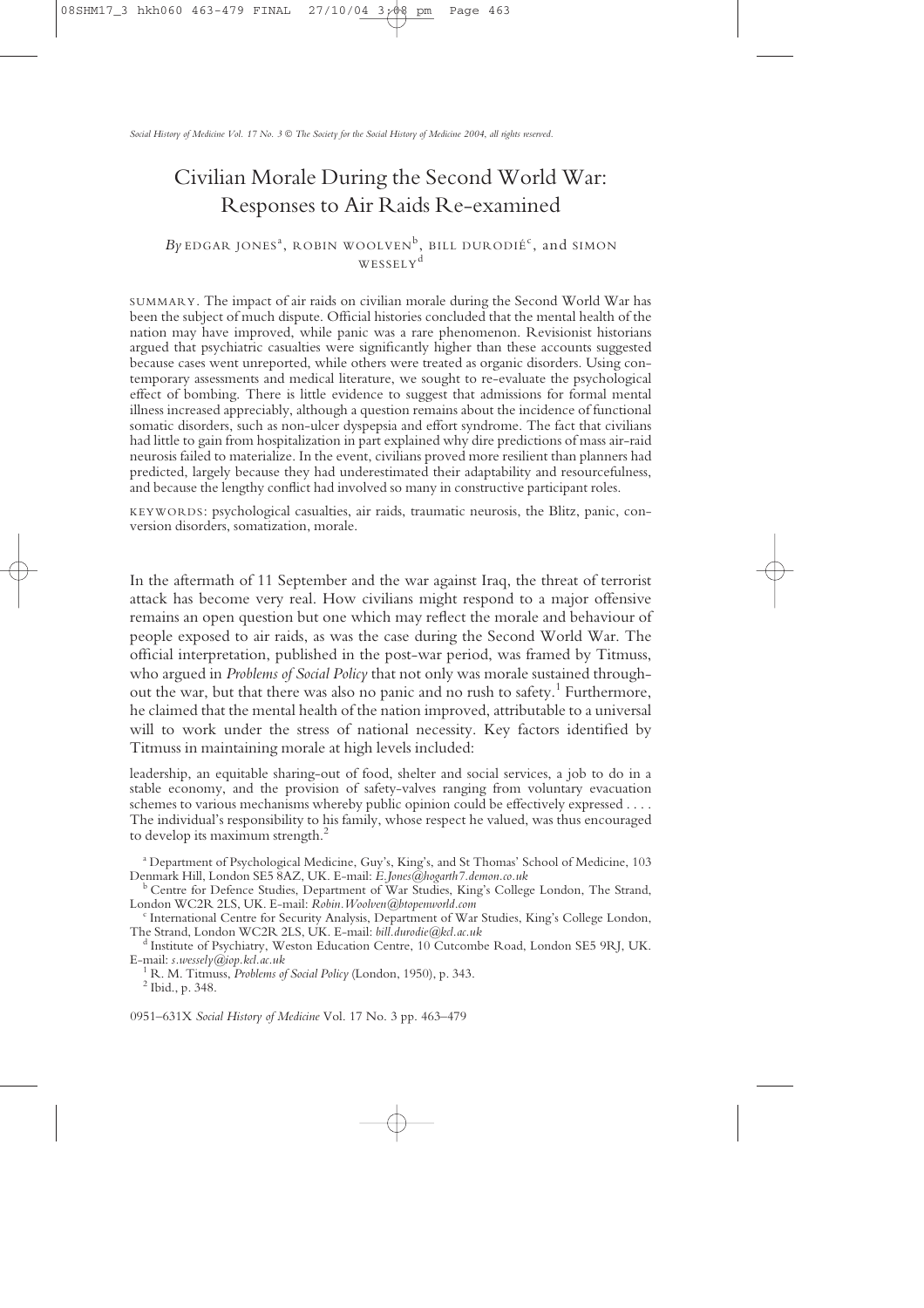# Civilian Morale During the Second World War: Responses to Air Raids Re-examined

*By* EDGAR JONES[a], ROBIN WOOLVEN[b], BILL DURODIÉ[c], and SIMON WESSELY[d]

SUMMARY. The impact of air raids on civilian morale during the Second World War has been the subject of much dispute. Official histories concluded that the mental health of the nation may have improved, while panic was a rare phenomenon. Revisionist historians argued that psychiatric casualties were significantly higher than these accounts suggested because cases went unreported, while others were treated as organic disorders. Using contemporary assessments and medical literature, we sought to re-evaluate the psychological effect of bombing. There is little evidence to suggest that admissions for formal mental illness increased appreciably, although a question remains about the incidence of functional somatic disorders, such as non-ulcer dyspepsia and effort syndrome. The fact that civilians had little to gain from hospitalization in part explained why dire predictions of mass air-raid neurosis failed to materialize. In the event, civilians proved more resilient than planners had predicted, largely because they had underestimated their adaptability and resourcefulness, and because the lengthy conflict had involved so many in constructive participant roles.

KEYWORDS: psychological casualties, air raids, traumatic neurosis, the Blitz, panic, conversion disorders, somatization, morale.

In the aftermath of 11 September and the war against Iraq, the threat of terrorist attack has become very real. How civilians might respond to a major offensive remains an open question but one which may reflect the morale and behaviour of people exposed to air raids, as was the case during the Second World War. The official interpretation, published in the post-war period, was framed by Titmuss, who argued in *Problems of Social Policy* that not only was morale sustained throughout the war, but that there was also no panic and no rush to safety.[1] Furthermore, he claimed that the mental health of the nation improved, attributable to a universal will to work under the stress of national necessity. Key factors identified by Titmuss in maintaining morale at high levels included:

> leadership, an equitable sharing-out of food, shelter and social services, a job to do in a stable economy, and the provision of safety-valves ranging from voluntary evacuation schemes to various mechanisms whereby public opinion could be effectively expressed . . . . The individual's responsibility to his family, whose respect he valued, was thus encouraged to develop its maximum strength.[2]

[a] Department of Psychological Medicine, Guy's, King's, and St Thomas' School of Medicine, 103 Denmark Hill, London SE5 8AZ, UK. E-mail: *E.Jones@hogarth7.demon.co.uk*

[b] Centre for Defence Studies, Department of War Studies, King's College London, The Strand, London WC2R 2LS, UK. E-mail: *Robin.Woolven@btopenworld.com*

[c] International Centre for Security Analysis, Department of War Studies, King's College London, The Strand, London WC2R 2LS, UK. E-mail: *bill.durodie@kcl.ac.uk*

[d] Institute of Psychiatry, Weston Education Centre, 10 Cutcombe Road, London SE5 9RJ, UK. E-mail: *s.wessely@iop.kcl.ac.uk*

[1] R. M. Titmuss, *Problems of Social Policy* (London, 1950), p. 343.

[2] Ibid., p. 348.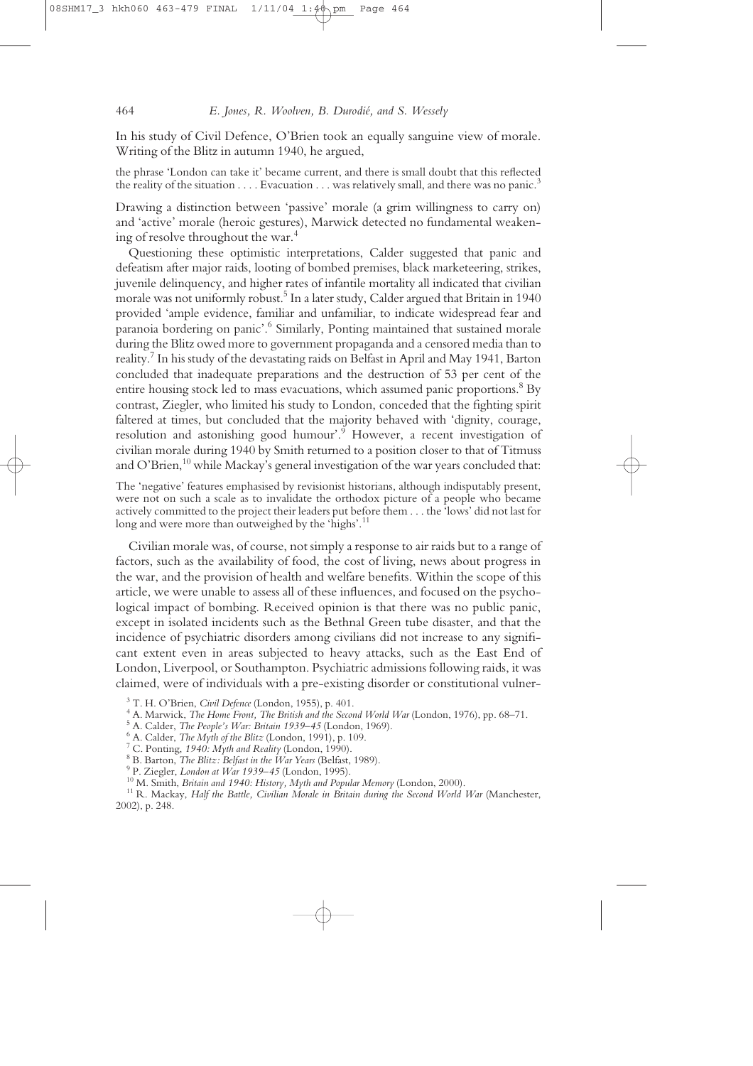In his study of Civil Defence, O'Brien took an equally sanguine view of morale. Writing of the Blitz in autumn 1940, he argued,

> the phrase 'London can take it' became current, and there is small doubt that this reflected the reality of the situation . . . . Evacuation . . . was relatively small, and there was no panic.[3]

Drawing a distinction between 'passive' morale (a grim willingness to carry on) and 'active' morale (heroic gestures), Marwick detected no fundamental weakening of resolve throughout the war.[4]

Questioning these optimistic interpretations, Calder suggested that panic and defeatism after major raids, looting of bombed premises, black marketeering, strikes, juvenile delinquency, and higher rates of infantile mortality all indicated that civilian morale was not uniformly robust.[5] In a later study, Calder argued that Britain in 1940 provided 'ample evidence, familiar and unfamiliar, to indicate widespread fear and paranoia bordering on panic'.[6] Similarly, Ponting maintained that sustained morale during the Blitz owed more to government propaganda and a censored media than to reality.[7] In his study of the devastating raids on Belfast in April and May 1941, Barton concluded that inadequate preparations and the destruction of 53 per cent of the entire housing stock led to mass evacuations, which assumed panic proportions.[8] By contrast, Ziegler, who limited his study to London, conceded that the fighting spirit faltered at times, but concluded that the majority behaved with 'dignity, courage, resolution and astonishing good humour'.[9] However, a recent investigation of civilian morale during 1940 by Smith returned to a position closer to that of Titmuss and O'Brien,[10] while Mackay's general investigation of the war years concluded that:

> The 'negative' features emphasised by revisionist historians, although indisputably present, were not on such a scale as to invalidate the orthodox picture of a people who became actively committed to the project their leaders put before them . . . the 'lows' did not last for long and were more than outweighed by the 'highs'.[11]

Civilian morale was, of course, not simply a response to air raids but to a range of factors, such as the availability of food, the cost of living, news about progress in the war, and the provision of health and welfare benefits. Within the scope of this article, we were unable to assess all of these influences, and focused on the psychological impact of bombing. Received opinion is that there was no public panic, except in isolated incidents such as the Bethnal Green tube disaster, and that the incidence of psychiatric disorders among civilians did not increase to any significant extent even in areas subjected to heavy attacks, such as the East End of London, Liverpool, or Southampton. Psychiatric admissions following raids, it was claimed, were of individuals with a pre-existing disorder or constitutional vulner-

---

[3] T. H. O'Brien, *Civil Defence* (London, 1955), p. 401.

[4] A. Marwick, *The Home Front, The British and the Second World War* (London, 1976), pp. 68–71.

[5] A. Calder, *The People's War: Britain 1939–45* (London, 1969).

[6] A. Calder, *The Myth of the Blitz* (London, 1991), p. 109.

[7] C. Ponting, *1940: Myth and Reality* (London, 1990).

[8] B. Barton, *The Blitz: Belfast in the War Years* (Belfast, 1989).

[9] P. Ziegler, *London at War 1939–45* (London, 1995).

[10] M. Smith, *Britain and 1940: History, Myth and Popular Memory* (London, 2000).

[11] R. Mackay, *Half the Battle, Civilian Morale in Britain during the Second World War* (Manchester, 2002), p. 248.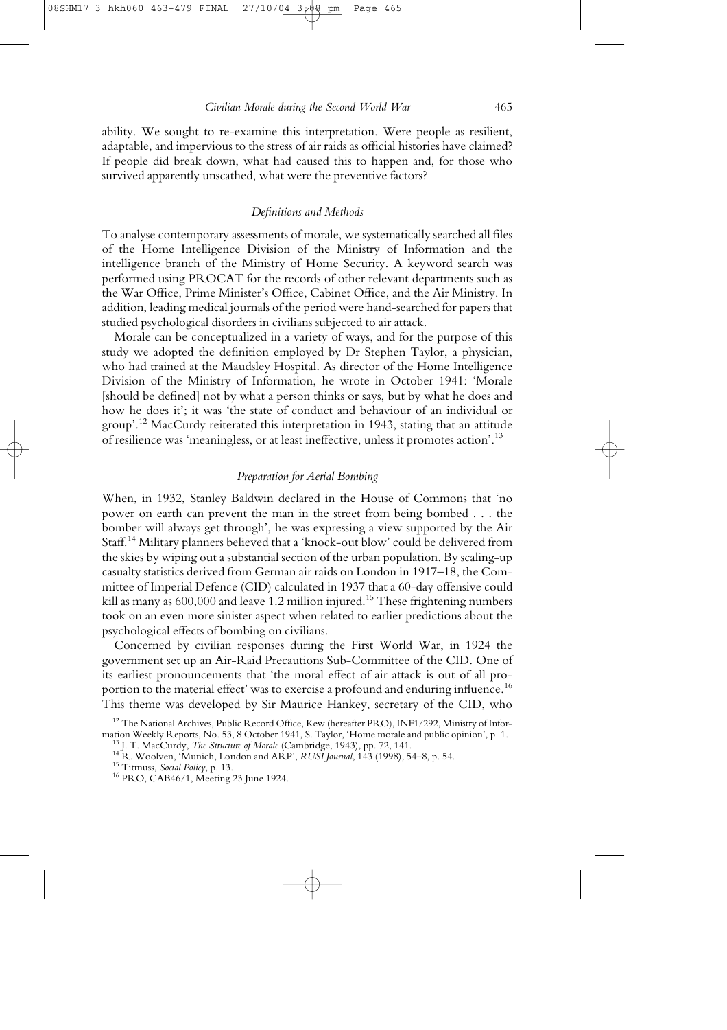ability. We sought to re-examine this interpretation. Were people as resilient, adaptable, and impervious to the stress of air raids as official histories have claimed? If people did break down, what had caused this to happen and, for those who survived apparently unscathed, what were the preventive factors?

### *Definitions and Methods*

To analyse contemporary assessments of morale, we systematically searched all files of the Home Intelligence Division of the Ministry of Information and the intelligence branch of the Ministry of Home Security. A keyword search was performed using PROCAT for the records of other relevant departments such as the War Office, Prime Minister's Office, Cabinet Office, and the Air Ministry. In addition, leading medical journals of the period were hand-searched for papers that studied psychological disorders in civilians subjected to air attack.

Morale can be conceptualized in a variety of ways, and for the purpose of this study we adopted the definition employed by Dr Stephen Taylor, a physician, who had trained at the Maudsley Hospital. As director of the Home Intelligence Division of the Ministry of Information, he wrote in October 1941: 'Morale [should be defined] not by what a person thinks or says, but by what he does and how he does it'; it was 'the state of conduct and behaviour of an individual or group'.[12] MacCurdy reiterated this interpretation in 1943, stating that an attitude of resilience was 'meaningless, or at least ineffective, unless it promotes action'.[13]

### *Preparation for Aerial Bombing*

When, in 1932, Stanley Baldwin declared in the House of Commons that 'no power on earth can prevent the man in the street from being bombed . . . the bomber will always get through', he was expressing a view supported by the Air Staff.[14] Military planners believed that a 'knock-out blow' could be delivered from the skies by wiping out a substantial section of the urban population. By scaling-up casualty statistics derived from German air raids on London in 1917–18, the Committee of Imperial Defence (CID) calculated in 1937 that a 60-day offensive could kill as many as 600,000 and leave 1.2 million injured.[15] These frightening numbers took on an even more sinister aspect when related to earlier predictions about the psychological effects of bombing on civilians.

Concerned by civilian responses during the First World War, in 1924 the government set up an Air-Raid Precautions Sub-Committee of the CID. One of its earliest pronouncements that 'the moral effect of air attack is out of all proportion to the material effect' was to exercise a profound and enduring influence.[16] This theme was developed by Sir Maurice Hankey, secretary of the CID, who

---

[12] The National Archives, Public Record Office, Kew (hereafter PRO), INF1/292, Ministry of Information Weekly Reports, No. 53, 8 October 1941, S. Taylor, 'Home morale and public opinion', p. 1.

[13] J. T. MacCurdy, *The Structure of Morale* (Cambridge, 1943), pp. 72, 141.

[14] R. Woolven, 'Munich, London and ARP', *RUSI Journal*, 143 (1998), 54–8, p. 54.

[15] Titmuss, *Social Policy*, p. 13.

[16] PRO, CAB46/1, Meeting 23 June 1924.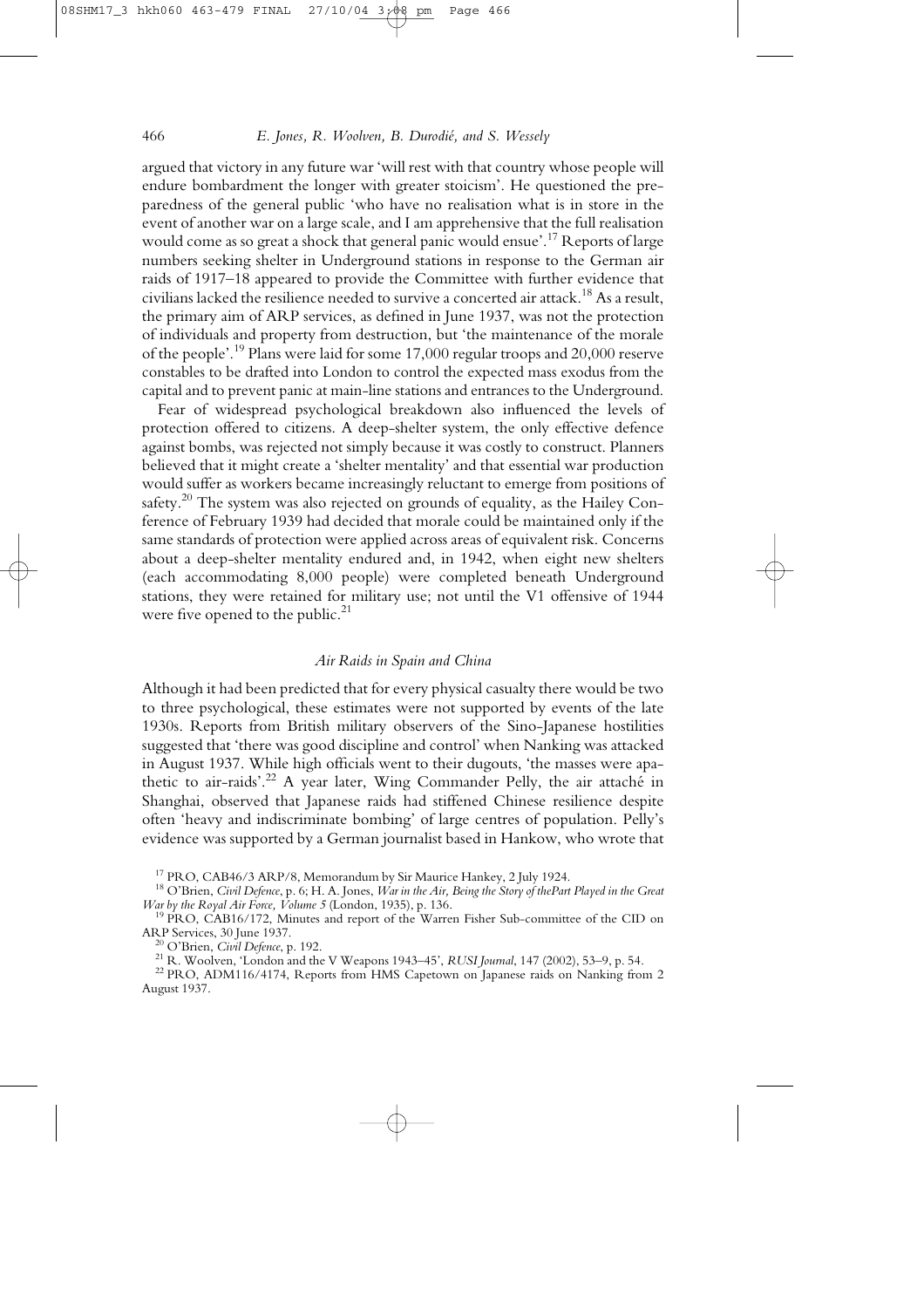argued that victory in any future war 'will rest with that country whose people will endure bombardment the longer with greater stoicism'. He questioned the preparedness of the general public 'who have no realisation what is in store in the event of another war on a large scale, and I am apprehensive that the full realisation would come as so great a shock that general panic would ensue'.[17] Reports of large numbers seeking shelter in Underground stations in response to the German air raids of 1917–18 appeared to provide the Committee with further evidence that civilians lacked the resilience needed to survive a concerted air attack.[18] As a result, the primary aim of ARP services, as defined in June 1937, was not the protection of individuals and property from destruction, but 'the maintenance of the morale of the people'.[19] Plans were laid for some 17,000 regular troops and 20,000 reserve constables to be drafted into London to control the expected mass exodus from the capital and to prevent panic at main-line stations and entrances to the Underground.

Fear of widespread psychological breakdown also influenced the levels of protection offered to citizens. A deep-shelter system, the only effective defence against bombs, was rejected not simply because it was costly to construct. Planners believed that it might create a 'shelter mentality' and that essential war production would suffer as workers became increasingly reluctant to emerge from positions of safety.[20] The system was also rejected on grounds of equality, as the Hailey Conference of February 1939 had decided that morale could be maintained only if the same standards of protection were applied across areas of equivalent risk. Concerns about a deep-shelter mentality endured and, in 1942, when eight new shelters (each accommodating 8,000 people) were completed beneath Underground stations, they were retained for military use; not until the V1 offensive of 1944 were five opened to the public.[21]

### *Air Raids in Spain and China*

Although it had been predicted that for every physical casualty there would be two to three psychological, these estimates were not supported by events of the late 1930s. Reports from British military observers of the Sino-Japanese hostilities suggested that 'there was good discipline and control' when Nanking was attacked in August 1937. While high officials went to their dugouts, 'the masses were apathetic to air-raids'.[22] A year later, Wing Commander Pelly, the air attaché in Shanghai, observed that Japanese raids had stiffened Chinese resilience despite often 'heavy and indiscriminate bombing' of large centres of population. Pelly's evidence was supported by a German journalist based in Hankow, who wrote that

[17] PRO, CAB46/3 ARP/8, Memorandum by Sir Maurice Hankey, 2 July 1924.

[18] O'Brien, *Civil Defence*, p. 6; H. A. Jones, *War in the Air, Being the Story of thePart Played in the Great War by the Royal Air Force, Volume 5* (London, 1935), p. 136.

[19] PRO, CAB16/172, Minutes and report of the Warren Fisher Sub-committee of the CID on ARP Services, 30 June 1937.

[20] O'Brien, *Civil Defence*, p. 192.

[21] R. Woolven, 'London and the V Weapons 1943–45', *RUSI Journal*, 147 (2002), 53–9, p. 54.

[22] PRO, ADM116/4174, Reports from HMS Capetown on Japanese raids on Nanking from 2 August 1937.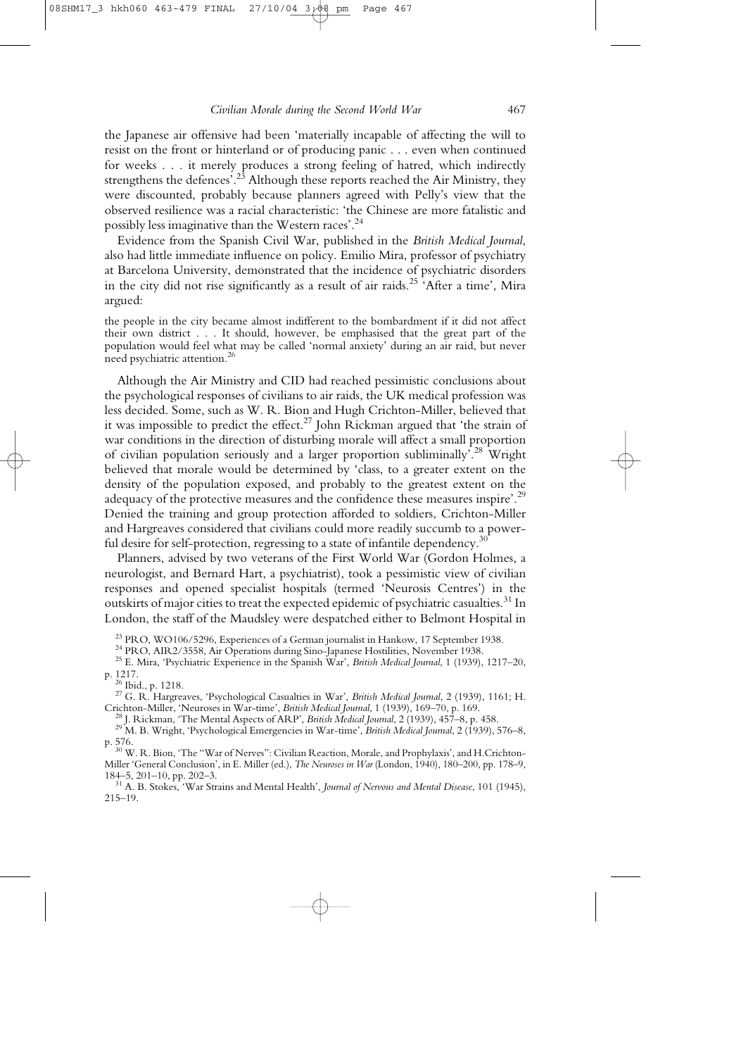the Japanese air offensive had been 'materially incapable of affecting the will to resist on the front or hinterland or of producing panic . . . even when continued for weeks . . . it merely produces a strong feeling of hatred, which indirectly strengthens the defences'.[23] Although these reports reached the Air Ministry, they were discounted, probably because planners agreed with Pelly's view that the observed resilience was a racial characteristic: 'the Chinese are more fatalistic and possibly less imaginative than the Western races'.[24]

Evidence from the Spanish Civil War, published in the *British Medical Journal*, also had little immediate influence on policy. Emilio Mira, professor of psychiatry at Barcelona University, demonstrated that the incidence of psychiatric disorders in the city did not rise significantly as a result of air raids.[25] 'After a time', Mira argued:

> the people in the city became almost indifferent to the bombardment if it did not affect their own district . . . It should, however, be emphasised that the great part of the population would feel what may be called 'normal anxiety' during an air raid, but never need psychiatric attention.[26]

Although the Air Ministry and CID had reached pessimistic conclusions about the psychological responses of civilians to air raids, the UK medical profession was less decided. Some, such as W. R. Bion and Hugh Crichton-Miller, believed that it was impossible to predict the effect.[27] John Rickman argued that 'the strain of war conditions in the direction of disturbing morale will affect a small proportion of civilian population seriously and a larger proportion subliminally'.[28] Wright believed that morale would be determined by 'class, to a greater extent on the density of the population exposed, and probably to the greatest extent on the adequacy of the protective measures and the confidence these measures inspire'.[29] Denied the training and group protection afforded to soldiers, Crichton-Miller and Hargreaves considered that civilians could more readily succumb to a powerful desire for self-protection, regressing to a state of infantile dependency.[30]

Planners, advised by two veterans of the First World War (Gordon Holmes, a neurologist, and Bernard Hart, a psychiatrist), took a pessimistic view of civilian responses and opened specialist hospitals (termed 'Neurosis Centres') in the outskirts of major cities to treat the expected epidemic of psychiatric casualties.[31] In London, the staff of the Maudsley were despatched either to Belmont Hospital in

---

[23] PRO, WO106/5296, Experiences of a German journalist in Hankow, 17 September 1938.

[24] PRO, AIR2/3558, Air Operations during Sino-Japanese Hostilities, November 1938.

[25] E. Mira, 'Psychiatric Experience in the Spanish War', *British Medical Journal*, 1 (1939), 1217–20, p. 1217.

[26] Ibid., p. 1218.

[27] G. R. Hargreaves, 'Psychological Casualties in War', *British Medical Journal*, 2 (1939), 1161; H. Crichton-Miller, 'Neuroses in War-time', *British Medical Journal*, 1 (1939), 169–70, p. 169.

[28] J. Rickman, 'The Mental Aspects of ARP', *British Medical Journal*, 2 (1939), 457–8, p. 458.

[29] M. B. Wright, 'Psychological Emergencies in War-time', *British Medical Journal*, 2 (1939), 576–8, p. 576.

[30] W. R. Bion, 'The "War of Nerves": Civilian Reaction, Morale, and Prophylaxis', and H. Crichton-Miller 'General Conclusion', in E. Miller (ed.), *The Neuroses in War* (London, 1940), 180–200, pp. 178–9, 184–5, 201–10, pp. 202–3.

[31] A. B. Stokes, 'War Strains and Mental Health', *Journal of Nervous and Mental Disease*, 101 (1945), 215–19.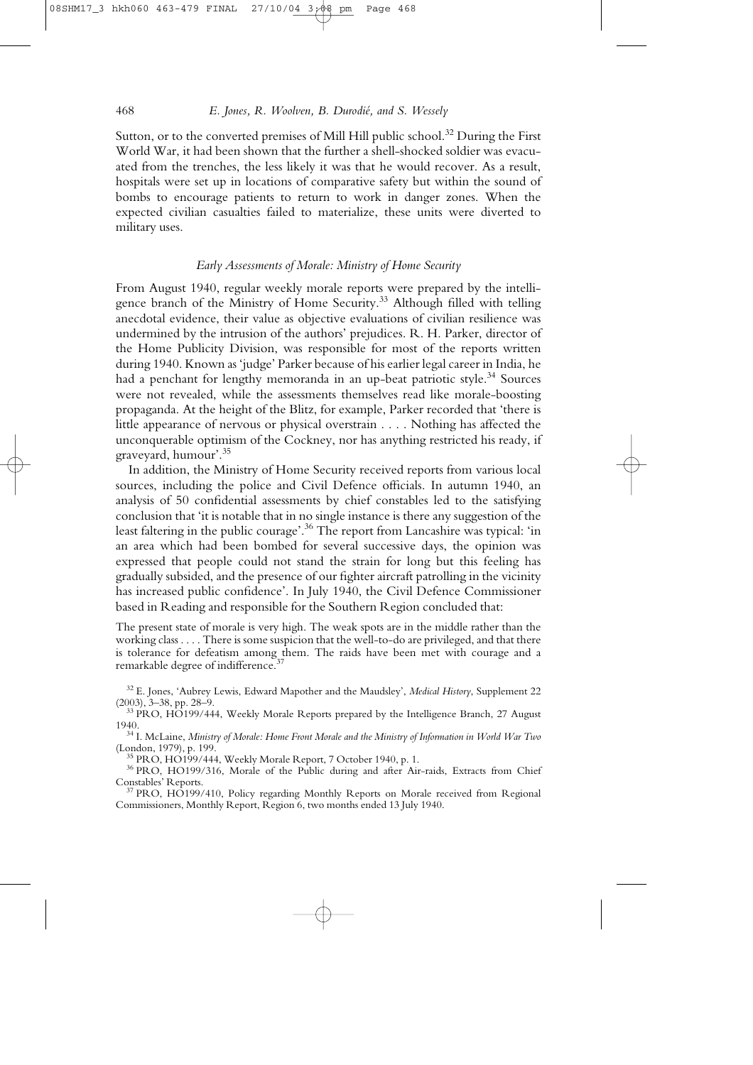Sutton, or to the converted premises of Mill Hill public school.[32] During the First World War, it had been shown that the further a shell-shocked soldier was evacuated from the trenches, the less likely it was that he would recover. As a result, hospitals were set up in locations of comparative safety but within the sound of bombs to encourage patients to return to work in danger zones. When the expected civilian casualties failed to materialize, these units were diverted to military uses.

### *Early Assessments of Morale: Ministry of Home Security*

From August 1940, regular weekly morale reports were prepared by the intelligence branch of the Ministry of Home Security.[33] Although filled with telling anecdotal evidence, their value as objective evaluations of civilian resilience was undermined by the intrusion of the authors' prejudices. R. H. Parker, director of the Home Publicity Division, was responsible for most of the reports written during 1940. Known as 'judge' Parker because of his earlier legal career in India, he had a penchant for lengthy memoranda in an up-beat patriotic style.[34] Sources were not revealed, while the assessments themselves read like morale-boosting propaganda. At the height of the Blitz, for example, Parker recorded that 'there is little appearance of nervous or physical overstrain . . . . Nothing has affected the unconquerable optimism of the Cockney, nor has anything restricted his ready, if graveyard, humour'.[35]

In addition, the Ministry of Home Security received reports from various local sources, including the police and Civil Defence officials. In autumn 1940, an analysis of 50 confidential assessments by chief constables led to the satisfying conclusion that 'it is notable that in no single instance is there any suggestion of the least faltering in the public courage'.[36] The report from Lancashire was typical: 'in an area which had been bombed for several successive days, the opinion was expressed that people could not stand the strain for long but this feeling has gradually subsided, and the presence of our fighter aircraft patrolling in the vicinity has increased public confidence'. In July 1940, the Civil Defence Commissioner based in Reading and responsible for the Southern Region concluded that:

> The present state of morale is very high. The weak spots are in the middle rather than the working class . . . . There is some suspicion that the well-to-do are privileged, and that there is tolerance for defeatism among them. The raids have been met with courage and a remarkable degree of indifference.[37]

[32] E. Jones, 'Aubrey Lewis, Edward Mapother and the Maudsley', *Medical History*, Supplement 22 (2003), 3–38, pp. 28–9.

[33] PRO, HO199/444, Weekly Morale Reports prepared by the Intelligence Branch, 27 August 1940.

[34] I. McLaine, *Ministry of Morale: Home Front Morale and the Ministry of Information in World War Two* (London, 1979), p. 199.

[35] PRO, HO199/444, Weekly Morale Report, 7 October 1940, p. 1.

[36] PRO, HO199/316, Morale of the Public during and after Air-raids, Extracts from Chief Constables' Reports.

[37] PRO, HO199/410, Policy regarding Monthly Reports on Morale received from Regional Commissioners, Monthly Report, Region 6, two months ended 13 July 1940.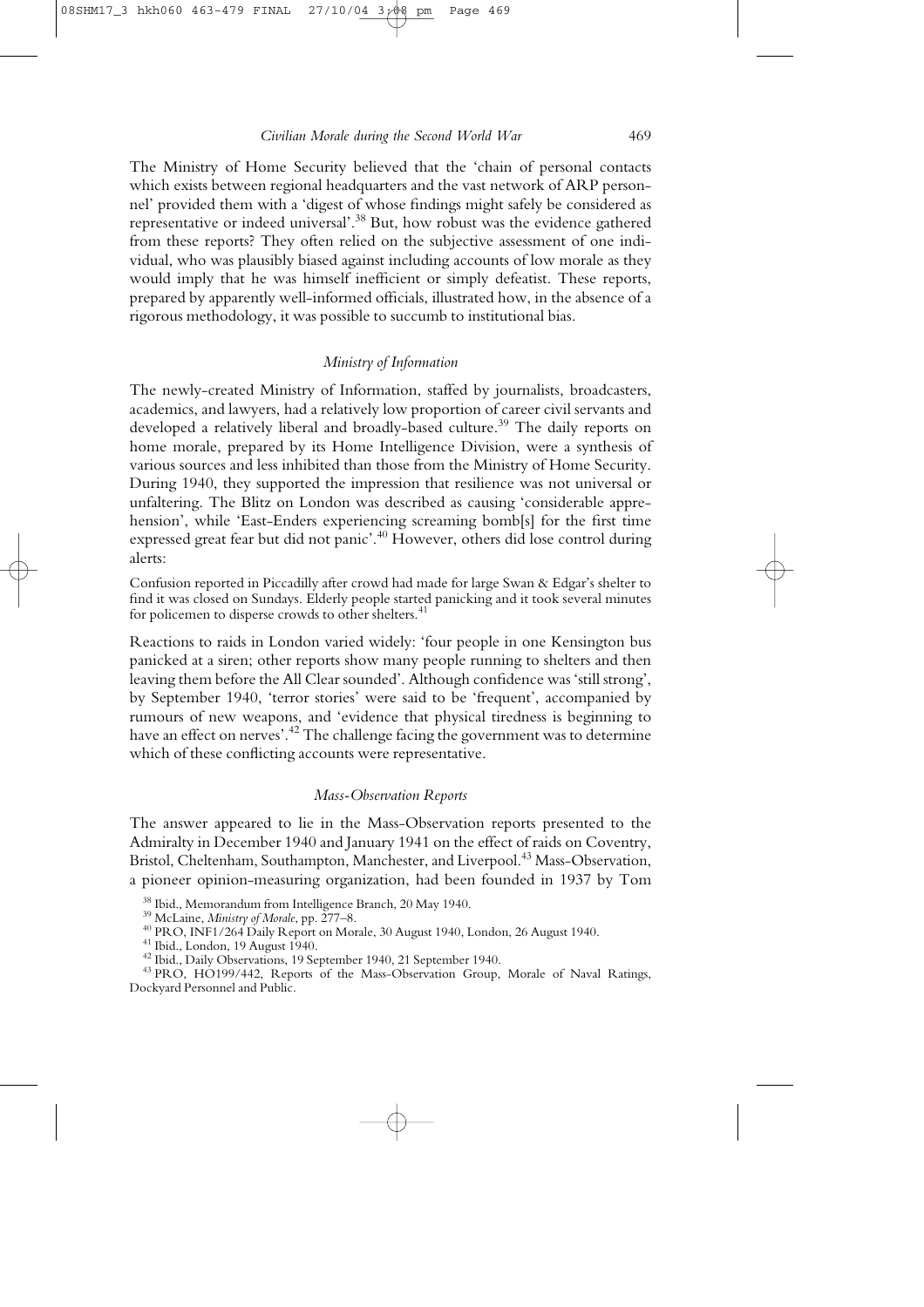The Ministry of Home Security believed that the 'chain of personal contacts which exists between regional headquarters and the vast network of ARP personnel' provided them with a 'digest of whose findings might safely be considered as representative or indeed universal'.[38] But, how robust was the evidence gathered from these reports? They often relied on the subjective assessment of one individual, who was plausibly biased against including accounts of low morale as they would imply that he was himself inefficient or simply defeatist. These reports, prepared by apparently well-informed officials, illustrated how, in the absence of a rigorous methodology, it was possible to succumb to institutional bias.

### *Ministry of Information*

The newly-created Ministry of Information, staffed by journalists, broadcasters, academics, and lawyers, had a relatively low proportion of career civil servants and developed a relatively liberal and broadly-based culture.[39] The daily reports on home morale, prepared by its Home Intelligence Division, were a synthesis of various sources and less inhibited than those from the Ministry of Home Security. During 1940, they supported the impression that resilience was not universal or unfaltering. The Blitz on London was described as causing 'considerable apprehension', while 'East-Enders experiencing screaming bomb[s] for the first time expressed great fear but did not panic'.[40] However, others did lose control during alerts:

> Confusion reported in Piccadilly after crowd had made for large Swan & Edgar's shelter to find it was closed on Sundays. Elderly people started panicking and it took several minutes for policemen to disperse crowds to other shelters.[41]

Reactions to raids in London varied widely: 'four people in one Kensington bus panicked at a siren; other reports show many people running to shelters and then leaving them before the All Clear sounded'. Although confidence was 'still strong', by September 1940, 'terror stories' were said to be 'frequent', accompanied by rumours of new weapons, and 'evidence that physical tiredness is beginning to have an effect on nerves'.[42] The challenge facing the government was to determine which of these conflicting accounts were representative.

### *Mass-Observation Reports*

The answer appeared to lie in the Mass-Observation reports presented to the Admiralty in December 1940 and January 1941 on the effect of raids on Coventry, Bristol, Cheltenham, Southampton, Manchester, and Liverpool.[43] Mass-Observation, a pioneer opinion-measuring organization, had been founded in 1937 by Tom

---

[38] Ibid., Memorandum from Intelligence Branch, 20 May 1940.

[39] McLaine, *Ministry of Morale*, pp. 277–8.

[40] PRO, INF1/264 Daily Report on Morale, 30 August 1940, London, 26 August 1940.

[41] Ibid., London, 19 August 1940.

[42] Ibid., Daily Observations, 19 September 1940, 21 September 1940.

[43] PRO, HO199/442, Reports of the Mass-Observation Group, Morale of Naval Ratings, Dockyard Personnel and Public.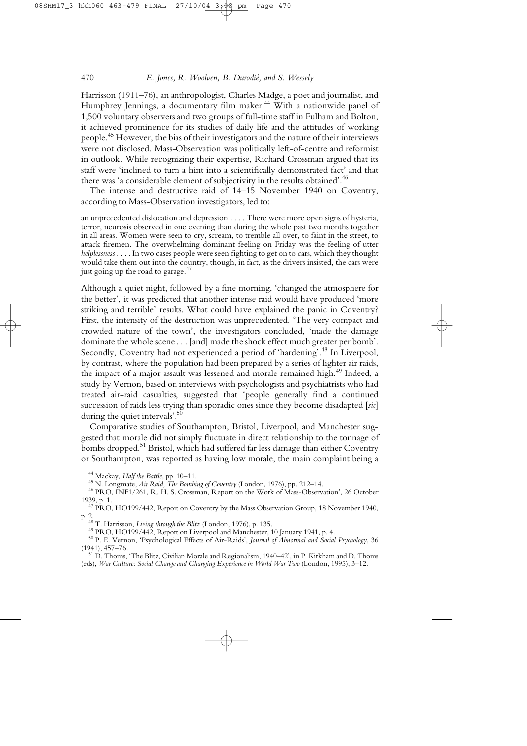Harrisson (1911–76), an anthropologist, Charles Madge, a poet and journalist, and Humphrey Jennings, a documentary film maker.[44] With a nationwide panel of 1,500 voluntary observers and two groups of full-time staff in Fulham and Bolton, it achieved prominence for its studies of daily life and the attitudes of working people.[45] However, the bias of their investigators and the nature of their interviews were not disclosed. Mass-Observation was politically left-of-centre and reformist in outlook. While recognizing their expertise, Richard Crossman argued that its staff were 'inclined to turn a hint into a scientifically demonstrated fact' and that there was 'a considerable element of subjectivity in the results obtained'.[46]

The intense and destructive raid of 14–15 November 1940 on Coventry, according to Mass-Observation investigators, led to:

> an unprecedented dislocation and depression . . . . There were more open signs of hysteria, terror, neurosis observed in one evening than during the whole past two months together in all areas. Women were seen to cry, scream, to tremble all over, to faint in the street, to attack firemen. The overwhelming dominant feeling on Friday was the feeling of utter *helplessness* . . . . In two cases people were seen fighting to get on to cars, which they thought would take them out into the country, though, in fact, as the drivers insisted, the cars were just going up the road to garage.[47]

Although a quiet night, followed by a fine morning, 'changed the atmosphere for the better', it was predicted that another intense raid would have produced 'more striking and terrible' results. What could have explained the panic in Coventry? First, the intensity of the destruction was unprecedented. 'The very compact and crowded nature of the town', the investigators concluded, 'made the damage dominate the whole scene . . . [and] made the shock effect much greater per bomb'. Secondly, Coventry had not experienced a period of 'hardening'.[48] In Liverpool, by contrast, where the population had been prepared by a series of lighter air raids, the impact of a major assault was lessened and morale remained high.[49] Indeed, a study by Vernon, based on interviews with psychologists and psychiatrists who had treated air-raid casualties, suggested that 'people generally find a continued succession of raids less trying than sporadic ones since they become disadapted [*sic*] during the quiet intervals'.[50]

Comparative studies of Southampton, Bristol, Liverpool, and Manchester suggested that morale did not simply fluctuate in direct relationship to the tonnage of bombs dropped.[51] Bristol, which had suffered far less damage than either Coventry or Southampton, was reported as having low morale, the main complaint being a

---

[44] Mackay, *Half the Battle*, pp. 10–11.

[45] N. Longmate, *Air Raid, The Bombing of Coventry* (London, 1976), pp. 212–14.

[46] PRO, INF1/261, R. H. S. Crossman, Report on the Work of Mass-Observation', 26 October 1939, p. 1.

[47] PRO, HO199/442, Report on Coventry by the Mass Observation Group, 18 November 1940, p. 2.

[48] T. Harrisson, *Living through the Blitz* (London, 1976), p. 135.

[49] PRO, HO199/442, Report on Liverpool and Manchester, 10 January 1941, p. 4.

[50] P. E. Vernon, 'Psychological Effects of Air-Raids', *Journal of Abnormal and Social Psychology*, 36 (1941), 457–76.

[51] D. Thoms, 'The Blitz, Civilian Morale and Regionalism, 1940–42', in P. Kirkham and D. Thoms (eds), *War Culture: Social Change and Changing Experience in World War Two* (London, 1995), 3–12.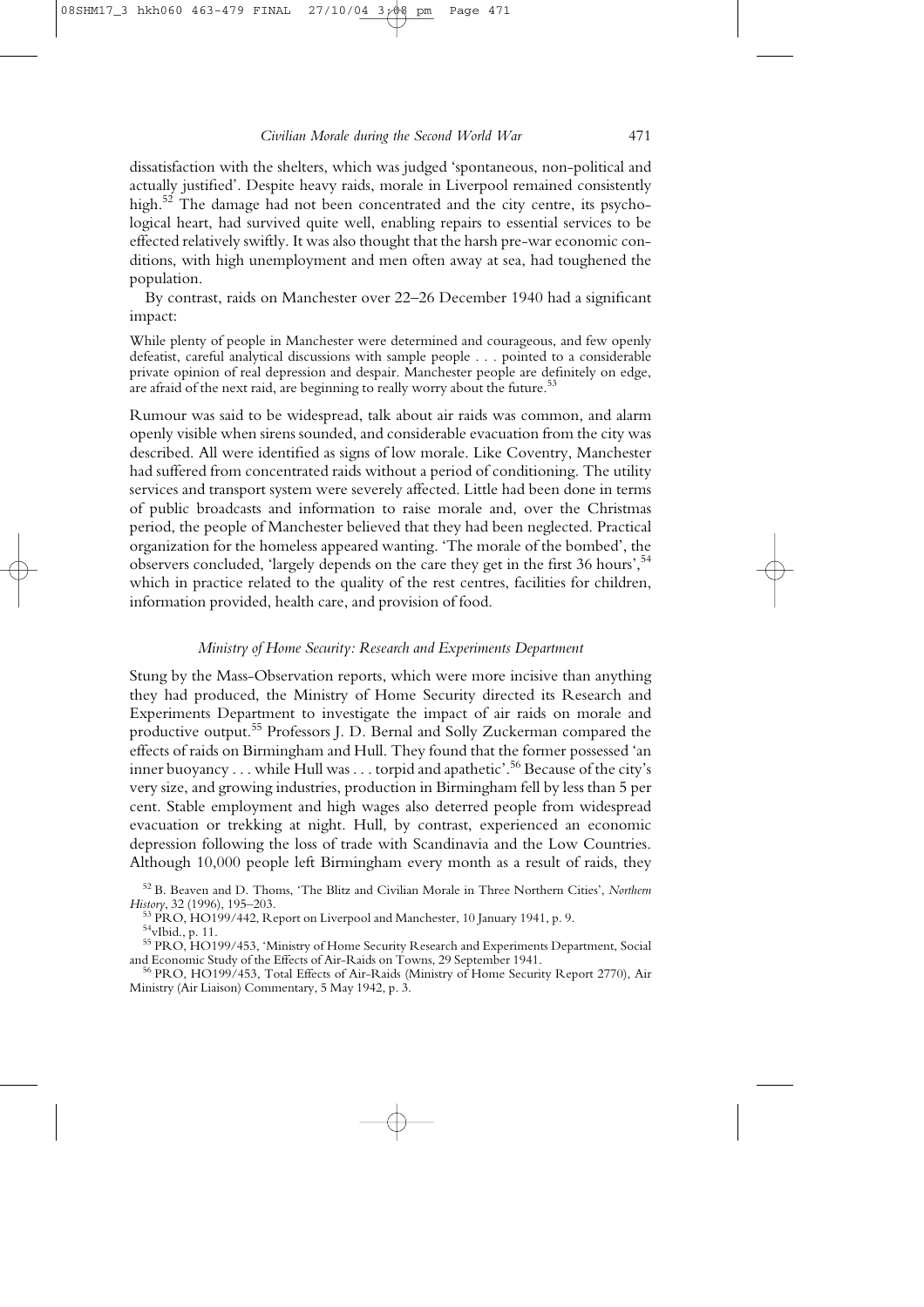dissatisfaction with the shelters, which was judged 'spontaneous, non-political and actually justified'. Despite heavy raids, morale in Liverpool remained consistently high.[52] The damage had not been concentrated and the city centre, its psychological heart, had survived quite well, enabling repairs to essential services to be effected relatively swiftly. It was also thought that the harsh pre-war economic conditions, with high unemployment and men often away at sea, had toughened the population.

By contrast, raids on Manchester over 22–26 December 1940 had a significant impact:

> While plenty of people in Manchester were determined and courageous, and few openly defeatist, careful analytical discussions with sample people . . . pointed to a considerable private opinion of real depression and despair. Manchester people are definitely on edge, are afraid of the next raid, are beginning to really worry about the future.[53]

Rumour was said to be widespread, talk about air raids was common, and alarm openly visible when sirens sounded, and considerable evacuation from the city was described. All were identified as signs of low morale. Like Coventry, Manchester had suffered from concentrated raids without a period of conditioning. The utility services and transport system were severely affected. Little had been done in terms of public broadcasts and information to raise morale and, over the Christmas period, the people of Manchester believed that they had been neglected. Practical organization for the homeless appeared wanting. 'The morale of the bombed', the observers concluded, 'largely depends on the care they get in the first 36 hours',[54] which in practice related to the quality of the rest centres, facilities for children, information provided, health care, and provision of food.

### *Ministry of Home Security: Research and Experiments Department*

Stung by the Mass-Observation reports, which were more incisive than anything they had produced, the Ministry of Home Security directed its Research and Experiments Department to investigate the impact of air raids on morale and productive output.[55] Professors J. D. Bernal and Solly Zuckerman compared the effects of raids on Birmingham and Hull. They found that the former possessed 'an inner buoyancy . . . while Hull was . . . torpid and apathetic'.[56] Because of the city's very size, and growing industries, production in Birmingham fell by less than 5 per cent. Stable employment and high wages also deterred people from widespread evacuation or trekking at night. Hull, by contrast, experienced an economic depression following the loss of trade with Scandinavia and the Low Countries. Although 10,000 people left Birmingham every month as a result of raids, they

---

[52] B. Beaven and D. Thoms, 'The Blitz and Civilian Morale in Three Northern Cities', *Northern History*, 32 (1996), 195–203.

[53] PRO, HO199/442, Report on Liverpool and Manchester, 10 January 1941, p. 9.

[54] vIbid., p. 11.

[55] PRO, HO199/453, 'Ministry of Home Security Research and Experiments Department, Social and Economic Study of the Effects of Air-Raids on Towns, 29 September 1941.

[56] PRO, HO199/453, Total Effects of Air-Raids (Ministry of Home Security Report 2770), Air Ministry (Air Liaison) Commentary, 5 May 1942, p. 3.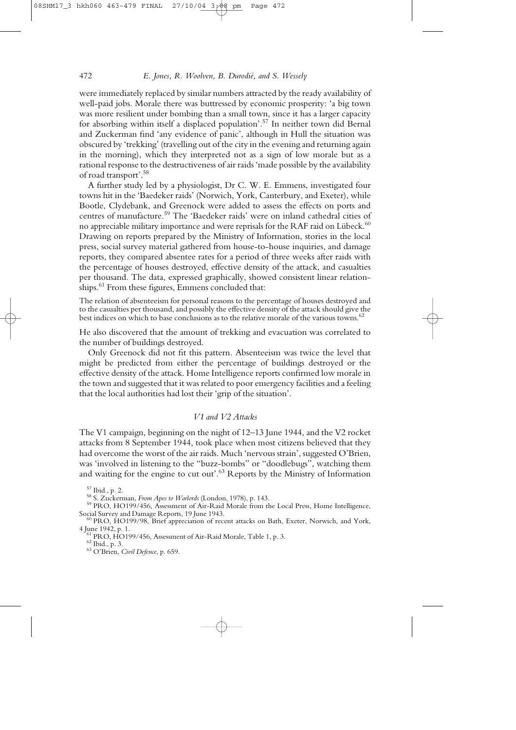were immediately replaced by similar numbers attracted by the ready availability of well-paid jobs. Morale there was buttressed by economic prosperity: 'a big town was more resilient under bombing than a small town, since it has a larger capacity for absorbing within itself a displaced population'.[57] In neither town did Bernal and Zuckerman find 'any evidence of panic', although in Hull the situation was obscured by 'trekking' (travelling out of the city in the evening and returning again in the morning), which they interpreted not as a sign of low morale but as a rational response to the destructiveness of air raids 'made possible by the availability of road transport'.[58]

A further study led by a physiologist, Dr C. W. E. Emmens, investigated four towns hit in the 'Baedeker raids' (Norwich, York, Canterbury, and Exeter), while Bootle, Clydebank, and Greenock were added to assess the effects on ports and centres of manufacture.[59] The 'Baedeker raids' were on inland cathedral cities of no appreciable military importance and were reprisals for the RAF raid on Lübeck.[60] Drawing on reports prepared by the Ministry of Information, stories in the local press, social survey material gathered from house-to-house inquiries, and damage reports, they compared absentee rates for a period of three weeks after raids with the percentage of houses destroyed, effective density of the attack, and casualties per thousand. The data, expressed graphically, showed consistent linear relationships.[61] From these figures, Emmens concluded that:

> The relation of absenteeism for personal reasons to the percentage of houses destroyed and to the casualties per thousand, and possibly the effective density of the attack should give the best indices on which to base conclusions as to the relative morale of the various towns.[62]

He also discovered that the amount of trekking and evacuation was correlated to the number of buildings destroyed.

Only Greenock did not fit this pattern. Absenteeism was twice the level that might be predicted from either the percentage of buildings destroyed or the effective density of the attack. Home Intelligence reports confirmed low morale in the town and suggested that it was related to poor emergency facilities and a feeling that the local authorities had lost their 'grip of the situation'.

### *V1 and V2 Attacks*

The V1 campaign, beginning on the night of 12–13 June 1944, and the V2 rocket attacks from 8 September 1944, took place when most citizens believed that they had overcome the worst of the air raids. Much 'nervous strain', suggested O'Brien, was 'involved in listening to the "buzz-bombs" or "doodlebugs", watching them and waiting for the engine to cut out'.[63] Reports by the Ministry of Information

---

[57] Ibid., p. 2.

[58] S. Zuckerman, *From Apes to Warlords* (London, 1978), p. 143.

[59] PRO, HO199/456, Assessment of Air-Raid Morale from the Local Press, Home Intelligence, Social Survey and Damage Reports, 19 June 1943.

[60] PRO, HO199/98, Brief appreciation of recent attacks on Bath, Exeter, Norwich, and York, 4 June 1942, p. 1.

[61] PRO, HO199/456, Assessment of Air-Raid Morale, Table 1, p. 3.

[62] Ibid., p. 3.

[63] O'Brien, *Civil Defence*, p. 659.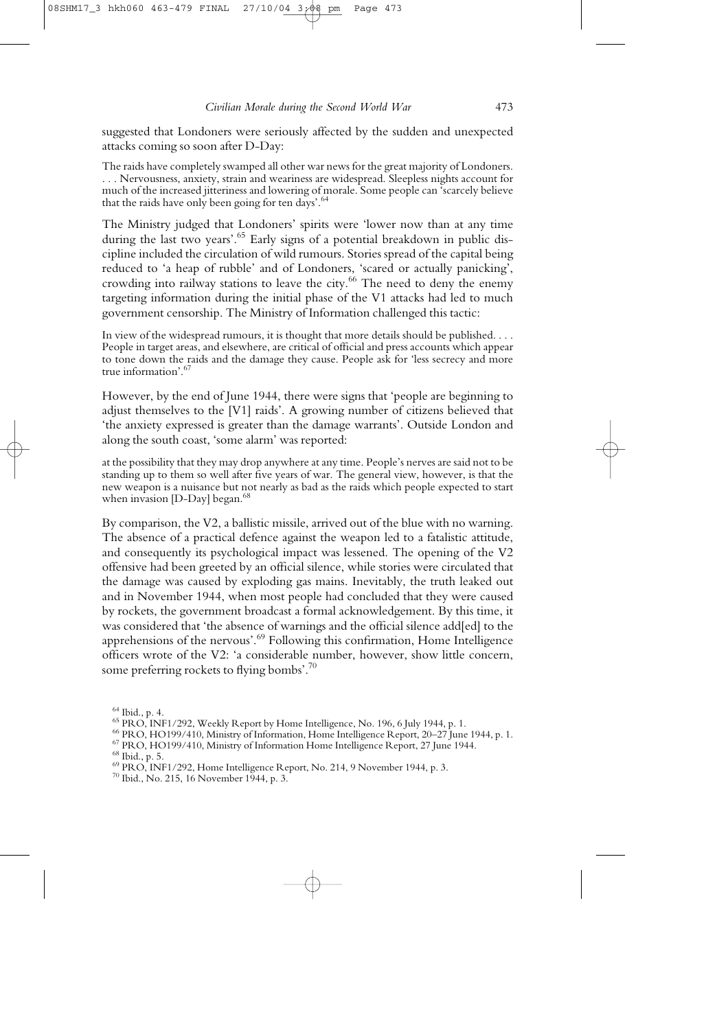suggested that Londoners were seriously affected by the sudden and unexpected attacks coming so soon after D-Day:

> The raids have completely swamped all other war news for the great majority of Londoners. . . . Nervousness, anxiety, strain and weariness are widespread. Sleepless nights account for much of the increased jitteriness and lowering of morale. Some people can 'scarcely believe that the raids have only been going for ten days'.[64]

The Ministry judged that Londoners' spirits were 'lower now than at any time during the last two years'.[65] Early signs of a potential breakdown in public discipline included the circulation of wild rumours. Stories spread of the capital being reduced to 'a heap of rubble' and of Londoners, 'scared or actually panicking', crowding into railway stations to leave the city.[66] The need to deny the enemy targeting information during the initial phase of the V1 attacks had led to much government censorship. The Ministry of Information challenged this tactic:

> In view of the widespread rumours, it is thought that more details should be published. . . . People in target areas, and elsewhere, are critical of official and press accounts which appear to tone down the raids and the damage they cause. People ask for 'less secrecy and more true information'.[67]

However, by the end of June 1944, there were signs that 'people are beginning to adjust themselves to the [V1] raids'. A growing number of citizens believed that 'the anxiety expressed is greater than the damage warrants'. Outside London and along the south coast, 'some alarm' was reported:

> at the possibility that they may drop anywhere at any time. People's nerves are said not to be standing up to them so well after five years of war. The general view, however, is that the new weapon is a nuisance but not nearly as bad as the raids which people expected to start when invasion [D-Day] began.[68]

By comparison, the V2, a ballistic missile, arrived out of the blue with no warning. The absence of a practical defence against the weapon led to a fatalistic attitude, and consequently its psychological impact was lessened. The opening of the V2 offensive had been greeted by an official silence, while stories were circulated that the damage was caused by exploding gas mains. Inevitably, the truth leaked out and in November 1944, when most people had concluded that they were caused by rockets, the government broadcast a formal acknowledgement. By this time, it was considered that 'the absence of warnings and the official silence add[ed] to the apprehensions of the nervous'.[69] Following this confirmation, Home Intelligence officers wrote of the V2: 'a considerable number, however, show little concern, some preferring rockets to flying bombs'.[70]

---

[64] Ibid., p. 4.

[65] PRO, INF1/292, Weekly Report by Home Intelligence, No. 196, 6 July 1944, p. 1.

[66] PRO, HO199/410, Ministry of Information, Home Intelligence Report, 20–27 June 1944, p. 1.

[67] PRO, HO199/410, Ministry of Information Home Intelligence Report, 27 June 1944.

[68] Ibid., p. 5.

[69] PRO, INF1/292, Home Intelligence Report, No. 214, 9 November 1944, p. 3.

[70] Ibid., No. 215, 16 November 1944, p. 3.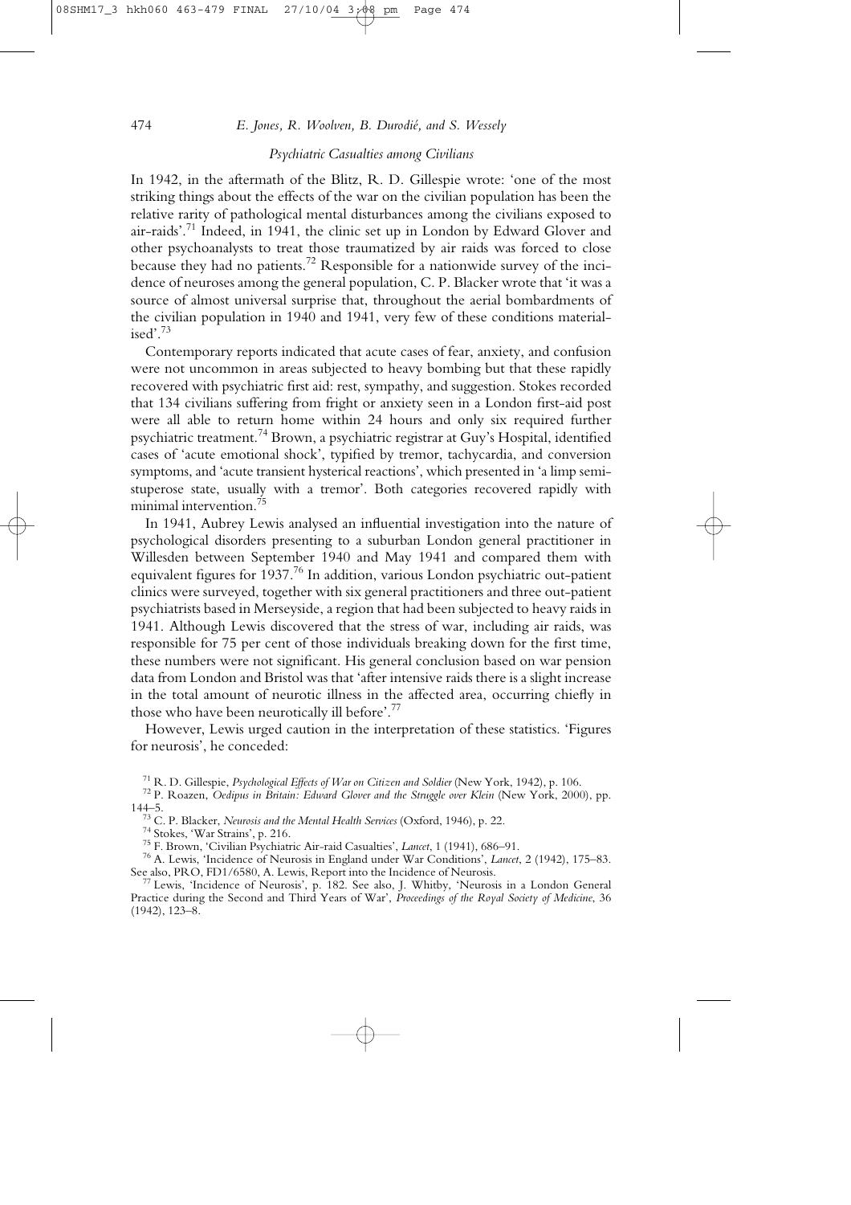### *Psychiatric Casualties among Civilians*

In 1942, in the aftermath of the Blitz, R. D. Gillespie wrote: 'one of the most striking things about the effects of the war on the civilian population has been the relative rarity of pathological mental disturbances among the civilians exposed to air-raids'.[71] Indeed, in 1941, the clinic set up in London by Edward Glover and other psychoanalysts to treat those traumatized by air raids was forced to close because they had no patients.[72] Responsible for a nationwide survey of the incidence of neuroses among the general population, C. P. Blacker wrote that 'it was a source of almost universal surprise that, throughout the aerial bombardments of the civilian population in 1940 and 1941, very few of these conditions materialised'.[73]

Contemporary reports indicated that acute cases of fear, anxiety, and confusion were not uncommon in areas subjected to heavy bombing but that these rapidly recovered with psychiatric first aid: rest, sympathy, and suggestion. Stokes recorded that 134 civilians suffering from fright or anxiety seen in a London first-aid post were all able to return home within 24 hours and only six required further psychiatric treatment.[74] Brown, a psychiatric registrar at Guy's Hospital, identified cases of 'acute emotional shock', typified by tremor, tachycardia, and conversion symptoms, and 'acute transient hysterical reactions', which presented in 'a limp semi-stuperose state, usually with a tremor'. Both categories recovered rapidly with minimal intervention.[75]

In 1941, Aubrey Lewis analysed an influential investigation into the nature of psychological disorders presenting to a suburban London general practitioner in Willesden between September 1940 and May 1941 and compared them with equivalent figures for 1937.[76] In addition, various London psychiatric out-patient clinics were surveyed, together with six general practitioners and three out-patient psychiatrists based in Merseyside, a region that had been subjected to heavy raids in 1941. Although Lewis discovered that the stress of war, including air raids, was responsible for 75 per cent of those individuals breaking down for the first time, these numbers were not significant. His general conclusion based on war pension data from London and Bristol was that 'after intensive raids there is a slight increase in the total amount of neurotic illness in the affected area, occurring chiefly in those who have been neurotically ill before'.[77]

However, Lewis urged caution in the interpretation of these statistics. 'Figures for neurosis', he conceded:

[71] R. D. Gillespie, *Psychological Effects of War on Citizen and Soldier* (New York, 1942), p. 106.

[72] P. Roazen, *Oedipus in Britain: Edward Glover and the Struggle over Klein* (New York, 2000), pp. 144–5.

[73] C. P. Blacker, *Neurosis and the Mental Health Services* (Oxford, 1946), p. 22.

[74] Stokes, 'War Strains', p. 216.

[75] F. Brown, 'Civilian Psychiatric Air-raid Casualties', *Lancet*, 1 (1941), 686–91.

[76] A. Lewis, 'Incidence of Neurosis in England under War Conditions', *Lancet*, 2 (1942), 175–83. See also, PRO, FD1/6580, A. Lewis, Report into the Incidence of Neurosis.

[77] Lewis, 'Incidence of Neurosis', p. 182. See also, J. Whitby, 'Neurosis in a London General Practice during the Second and Third Years of War', *Proceedings of the Royal Society of Medicine*, 36 (1942), 123–8.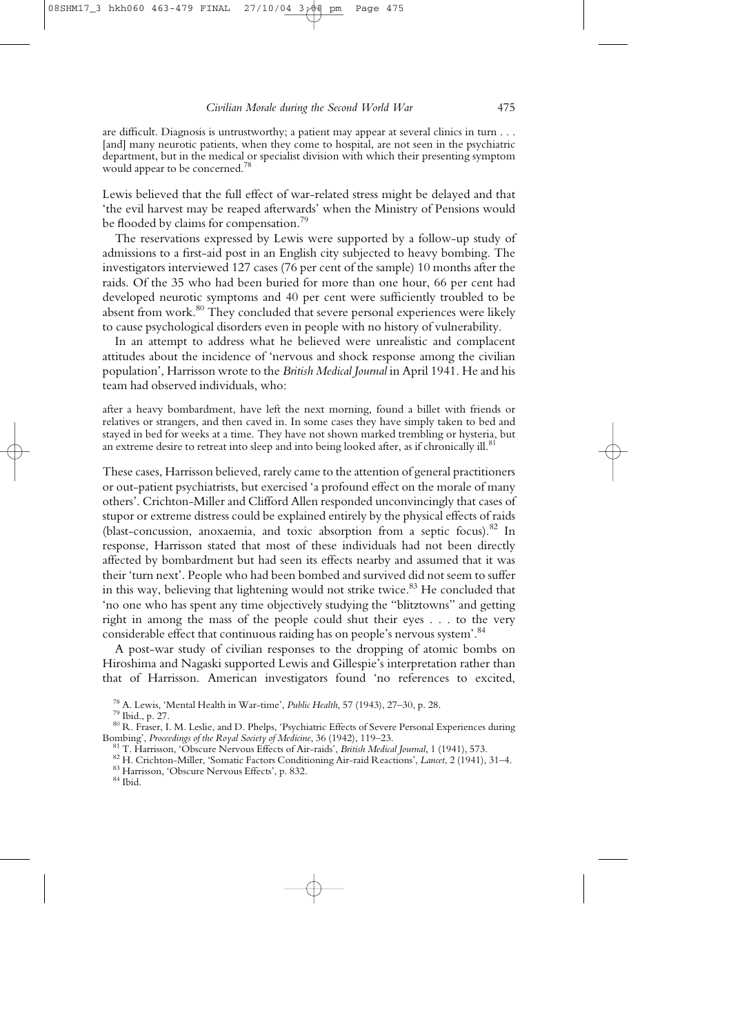are difficult. Diagnosis is untrustworthy; a patient may appear at several clinics in turn . . . [and] many neurotic patients, when they come to hospital, are not seen in the psychiatric department, but in the medical or specialist division with which their presenting symptom would appear to be concerned.[78]

Lewis believed that the full effect of war-related stress might be delayed and that 'the evil harvest may be reaped afterwards' when the Ministry of Pensions would be flooded by claims for compensation.[79]

The reservations expressed by Lewis were supported by a follow-up study of admissions to a first-aid post in an English city subjected to heavy bombing. The investigators interviewed 127 cases (76 per cent of the sample) 10 months after the raids. Of the 35 who had been buried for more than one hour, 66 per cent had developed neurotic symptoms and 40 per cent were sufficiently troubled to be absent from work.[80] They concluded that severe personal experiences were likely to cause psychological disorders even in people with no history of vulnerability.

In an attempt to address what he believed were unrealistic and complacent attitudes about the incidence of 'nervous and shock response among the civilian population', Harrisson wrote to the *British Medical Journal* in April 1941. He and his team had observed individuals, who:

> after a heavy bombardment, have left the next morning, found a billet with friends or relatives or strangers, and then caved in. In some cases they have simply taken to bed and stayed in bed for weeks at a time. They have not shown marked trembling or hysteria, but an extreme desire to retreat into sleep and into being looked after, as if chronically ill.[81]

These cases, Harrisson believed, rarely came to the attention of general practitioners or out-patient psychiatrists, but exercised 'a profound effect on the morale of many others'. Crichton-Miller and Clifford Allen responded unconvincingly that cases of stupor or extreme distress could be explained entirely by the physical effects of raids (blast-concussion, anoxaemia, and toxic absorption from a septic focus).[82] In response, Harrisson stated that most of these individuals had not been directly affected by bombardment but had seen its effects nearby and assumed that it was their 'turn next'. People who had been bombed and survived did not seem to suffer in this way, believing that lightening would not strike twice.[83] He concluded that 'no one who has spent any time objectively studying the "blitztowns" and getting right in among the mass of the people could shut their eyes . . . to the very considerable effect that continuous raiding has on people's nervous system'.[84]

A post-war study of civilian responses to the dropping of atomic bombs on Hiroshima and Nagaski supported Lewis and Gillespie's interpretation rather than that of Harrisson. American investigators found 'no references to excited,

---

[78] A. Lewis, 'Mental Health in War-time', *Public Health*, 57 (1943), 27–30, p. 28.

[79] Ibid., p. 27.

[80] R. Fraser, I. M. Leslie, and D. Phelps, 'Psychiatric Effects of Severe Personal Experiences during Bombing', *Proceedings of the Royal Society of Medicine*, 36 (1942), 119–23.

[81] T. Harrisson, 'Obscure Nervous Effects of Air-raids', *British Medical Journal*, 1 (1941), 573.

[82] H. Crichton-Miller, 'Somatic Factors Conditioning Air-raid Reactions', *Lancet*, 2 (1941), 31–4.

[83] Harrisson, 'Obscure Nervous Effects', p. 832.

[84] Ibid.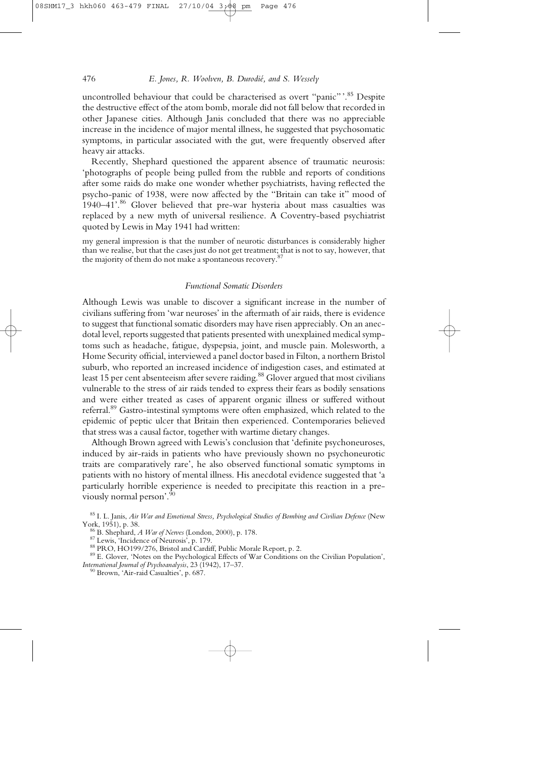uncontrolled behaviour that could be characterised as overt "panic" '.[85] Despite the destructive effect of the atom bomb, morale did not fall below that recorded in other Japanese cities. Although Janis concluded that there was no appreciable increase in the incidence of major mental illness, he suggested that psychosomatic symptoms, in particular associated with the gut, were frequently observed after heavy air attacks.

Recently, Shephard questioned the apparent absence of traumatic neurosis: 'photographs of people being pulled from the rubble and reports of conditions after some raids do make one wonder whether psychiatrists, having reflected the psycho-panic of 1938, were now affected by the "Britain can take it" mood of 1940–41'.[86] Glover believed that pre-war hysteria about mass casualties was replaced by a new myth of universal resilience. A Coventry-based psychiatrist quoted by Lewis in May 1941 had written:

> my general impression is that the number of neurotic disturbances is considerably higher than we realise, but that the cases just do not get treatment; that is not to say, however, that the majority of them do not make a spontaneous recovery.[87]

### *Functional Somatic Disorders*

Although Lewis was unable to discover a significant increase in the number of civilians suffering from 'war neuroses' in the aftermath of air raids, there is evidence to suggest that functional somatic disorders may have risen appreciably. On an anecdotal level, reports suggested that patients presented with unexplained medical symptoms such as headache, fatigue, dyspepsia, joint, and muscle pain. Molesworth, a Home Security official, interviewed a panel doctor based in Filton, a northern Bristol suburb, who reported an increased incidence of indigestion cases, and estimated at least 15 per cent absenteeism after severe raiding.[88] Glover argued that most civilians vulnerable to the stress of air raids tended to express their fears as bodily sensations and were either treated as cases of apparent organic illness or suffered without referral.[89] Gastro-intestinal symptoms were often emphasized, which related to the epidemic of peptic ulcer that Britain then experienced. Contemporaries believed that stress was a causal factor, together with wartime dietary changes.

Although Brown agreed with Lewis's conclusion that 'definite psychoneuroses, induced by air-raids in patients who have previously shown no psychoneurotic traits are comparatively rare', he also observed functional somatic symptoms in patients with no history of mental illness. His anecdotal evidence suggested that 'a particularly horrible experience is needed to precipitate this reaction in a previously normal person'.[90]

---

[85] I. L. Janis, *Air War and Emotional Stress, Psychological Studies of Bombing and Civilian Defence* (New York, 1951), p. 38.

[86] B. Shephard, *A War of Nerves* (London, 2000), p. 178.

[87] Lewis, 'Incidence of Neurosis', p. 179.

[88] PRO, HO199/276, Bristol and Cardiff, Public Morale Report, p. 2.

[89] E. Glover, 'Notes on the Psychological Effects of War Conditions on the Civilian Population', *International Journal of Psychoanalysis*, 23 (1942), 17–37.

[90] Brown, 'Air-raid Casualties', p. 687.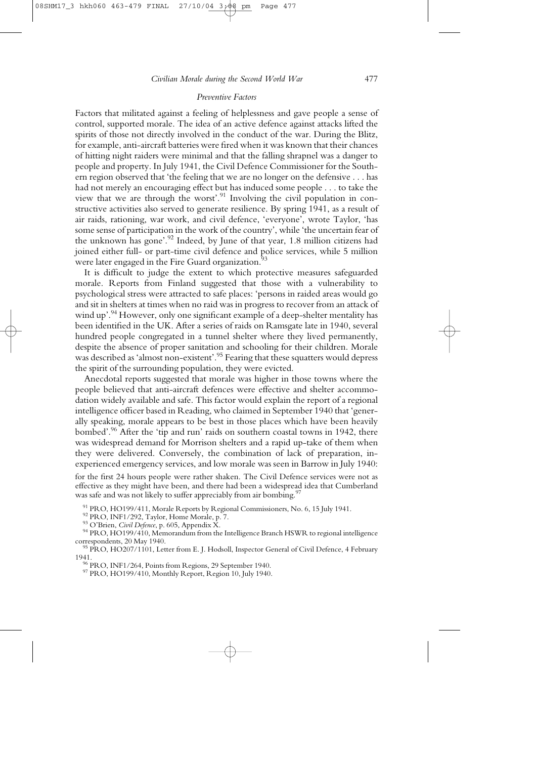### *Preventive Factors*

Factors that militated against a feeling of helplessness and gave people a sense of control, supported morale. The idea of an active defence against attacks lifted the spirits of those not directly involved in the conduct of the war. During the Blitz, for example, anti-aircraft batteries were fired when it was known that their chances of hitting night raiders were minimal and that the falling shrapnel was a danger to people and property. In July 1941, the Civil Defence Commissioner for the Southern region observed that 'the feeling that we are no longer on the defensive . . . has had not merely an encouraging effect but has induced some people . . . to take the view that we are through the worst'.[91] Involving the civil population in constructive activities also served to generate resilience. By spring 1941, as a result of air raids, rationing, war work, and civil defence, 'everyone', wrote Taylor, 'has some sense of participation in the work of the country', while 'the uncertain fear of the unknown has gone'.[92] Indeed, by June of that year, 1.8 million citizens had joined either full- or part-time civil defence and police services, while 5 million were later engaged in the Fire Guard organization.[93]

It is difficult to judge the extent to which protective measures safeguarded morale. Reports from Finland suggested that those with a vulnerability to psychological stress were attracted to safe places: 'persons in raided areas would go and sit in shelters at times when no raid was in progress to recover from an attack of wind up'.[94] However, only one significant example of a deep-shelter mentality has been identified in the UK. After a series of raids on Ramsgate late in 1940, several hundred people congregated in a tunnel shelter where they lived permanently, despite the absence of proper sanitation and schooling for their children. Morale was described as 'almost non-existent'.[95] Fearing that these squatters would depress the spirit of the surrounding population, they were evicted.

Anecdotal reports suggested that morale was higher in those towns where the people believed that anti-aircraft defences were effective and shelter accommodation widely available and safe. This factor would explain the report of a regional intelligence officer based in Reading, who claimed in September 1940 that 'generally speaking, morale appears to be best in those places which have been heavily bombed'.[96] After the 'tip and run' raids on southern coastal towns in 1942, there was widespread demand for Morrison shelters and a rapid up-take of them when they were delivered. Conversely, the combination of lack of preparation, inexperienced emergency services, and low morale was seen in Barrow in July 1940:

> for the first 24 hours people were rather shaken. The Civil Defence services were not as effective as they might have been, and there had been a widespread idea that Cumberland was safe and was not likely to suffer appreciably from air bombing.[97]

[91] PRO, HO199/411, Morale Reports by Regional Commissioners, No. 6, 15 July 1941.

[92] PRO, INF1/292, Taylor, Home Morale, p. 7.

[93] O'Brien, *Civil Defence*, p. 605, Appendix X.

[94] PRO, HO199/410, Memorandum from the Intelligence Branch HSWR to regional intelligence correspondents, 20 May 1940.

[95] PRO, HO207/1101, Letter from E. J. Hodsoll, Inspector General of Civil Defence, 4 February 1941.

[96] PRO, INF1/264, Points from Regions, 29 September 1940.

[97] PRO, HO199/410, Monthly Report, Region 10, July 1940.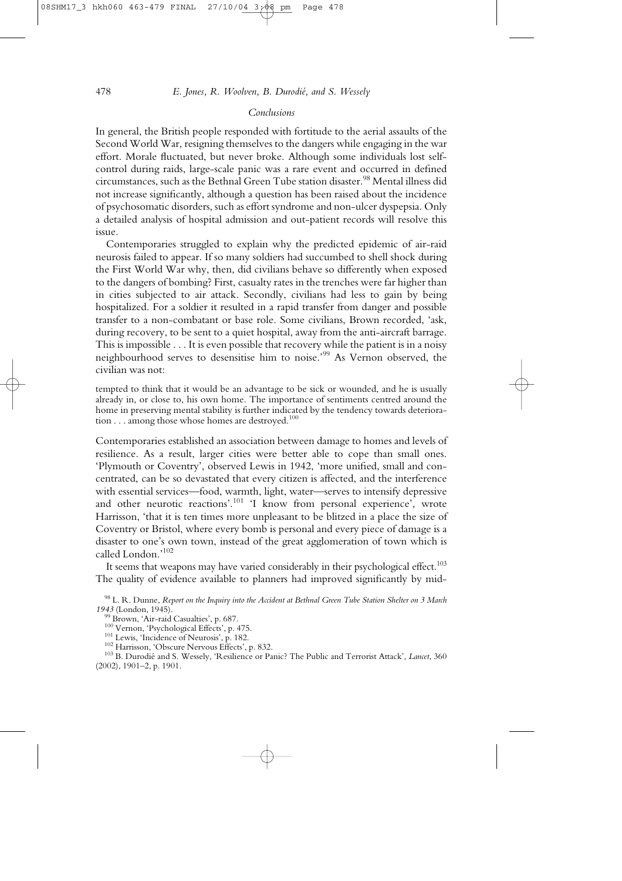## *Conclusions*

In general, the British people responded with fortitude to the aerial assaults of the Second World War, resigning themselves to the dangers while engaging in the war effort. Morale fluctuated, but never broke. Although some individuals lost self-control during raids, large-scale panic was a rare event and occurred in defined circumstances, such as the Bethnal Green Tube station disaster.[98] Mental illness did not increase significantly, although a question has been raised about the incidence of psychosomatic disorders, such as effort syndrome and non-ulcer dyspepsia. Only a detailed analysis of hospital admission and out-patient records will resolve this issue.

Contemporaries struggled to explain why the predicted epidemic of air-raid neurosis failed to appear. If so many soldiers had succumbed to shell shock during the First World War why, then, did civilians behave so differently when exposed to the dangers of bombing? First, casualty rates in the trenches were far higher than in cities subjected to air attack. Secondly, civilians had less to gain by being hospitalized. For a soldier it resulted in a rapid transfer from danger and possible transfer to a non-combatant or base role. Some civilians, Brown recorded, 'ask, during recovery, to be sent to a quiet hospital, away from the anti-aircraft barrage. This is impossible . . . It is even possible that recovery while the patient is in a noisy neighbourhood serves to desensitise him to noise.'[99] As Vernon observed, the civilian was not:

> tempted to think that it would be an advantage to be sick or wounded, and he is usually already in, or close to, his own home. The importance of sentiments centred around the home in preserving mental stability is further indicated by the tendency towards deterioration . . . among those whose homes are destroyed.[100]

Contemporaries established an association between damage to homes and levels of resilience. As a result, larger cities were better able to cope than small ones. 'Plymouth or Coventry', observed Lewis in 1942, 'more unified, small and concentrated, can be so devastated that every citizen is affected, and the interference with essential services—food, warmth, light, water—serves to intensify depressive and other neurotic reactions'.[101] 'I know from personal experience', wrote Harrisson, 'that it is ten times more unpleasant to be blitzed in a place the size of Coventry or Bristol, where every bomb is personal and every piece of damage is a disaster to one's own town, instead of the great agglomeration of town which is called London.'[102]

It seems that weapons may have varied considerably in their psychological effect.[103] The quality of evidence available to planners had improved significantly by mid-

---

[98] L. R. Dunne, *Report on the Inquiry into the Accident at Bethnal Green Tube Station Shelter on 3 March 1943* (London, 1945).

[99] Brown, 'Air-raid Casualties', p. 687.

[100] Vernon, 'Psychological Effects', p. 475.

[101] Lewis, 'Incidence of Neurosis', p. 182.

[102] Harrisson, 'Obscure Nervous Effects', p. 832.

[103] B. Durodié and S. Wessely, 'Resilience or Panic? The Public and Terrorist Attack', *Lancet*, 360 (2002), 1901–2, p. 1901.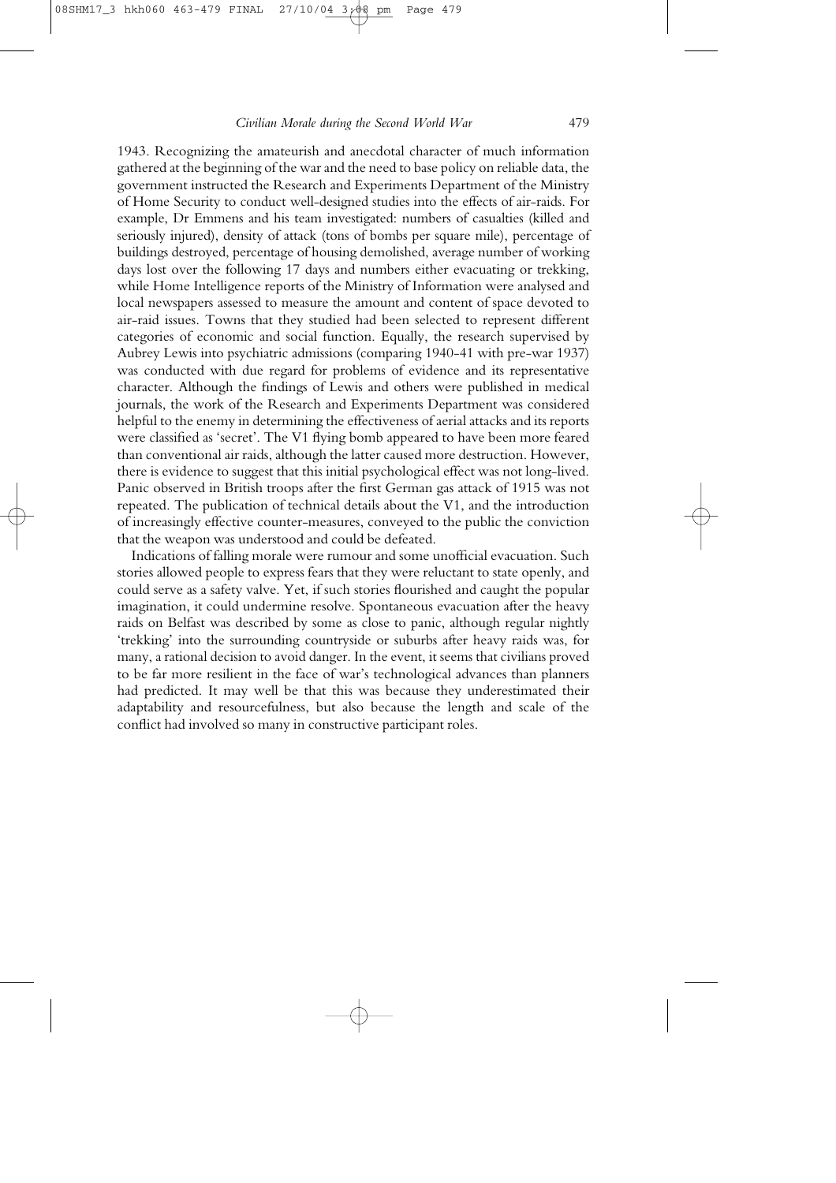1943. Recognizing the amateurish and anecdotal character of much information gathered at the beginning of the war and the need to base policy on reliable data, the government instructed the Research and Experiments Department of the Ministry of Home Security to conduct well-designed studies into the effects of air-raids. For example, Dr Emmens and his team investigated: numbers of casualties (killed and seriously injured), density of attack (tons of bombs per square mile), percentage of buildings destroyed, percentage of housing demolished, average number of working days lost over the following 17 days and numbers either evacuating or trekking, while Home Intelligence reports of the Ministry of Information were analysed and local newspapers assessed to measure the amount and content of space devoted to air-raid issues. Towns that they studied had been selected to represent different categories of economic and social function. Equally, the research supervised by Aubrey Lewis into psychiatric admissions (comparing 1940-41 with pre-war 1937) was conducted with due regard for problems of evidence and its representative character. Although the findings of Lewis and others were published in medical journals, the work of the Research and Experiments Department was considered helpful to the enemy in determining the effectiveness of aerial attacks and its reports were classified as 'secret'. The V1 flying bomb appeared to have been more feared than conventional air raids, although the latter caused more destruction. However, there is evidence to suggest that this initial psychological effect was not long-lived. Panic observed in British troops after the first German gas attack of 1915 was not repeated. The publication of technical details about the V1, and the introduction of increasingly effective counter-measures, conveyed to the public the conviction that the weapon was understood and could be defeated.

Indications of falling morale were rumour and some unofficial evacuation. Such stories allowed people to express fears that they were reluctant to state openly, and could serve as a safety valve. Yet, if such stories flourished and caught the popular imagination, it could undermine resolve. Spontaneous evacuation after the heavy raids on Belfast was described by some as close to panic, although regular nightly 'trekking' into the surrounding countryside or suburbs after heavy raids was, for many, a rational decision to avoid danger. In the event, it seems that civilians proved to be far more resilient in the face of war's technological advances than planners had predicted. It may well be that this was because they underestimated their adaptability and resourcefulness, but also because the length and scale of the conflict had involved so many in constructive participant roles.